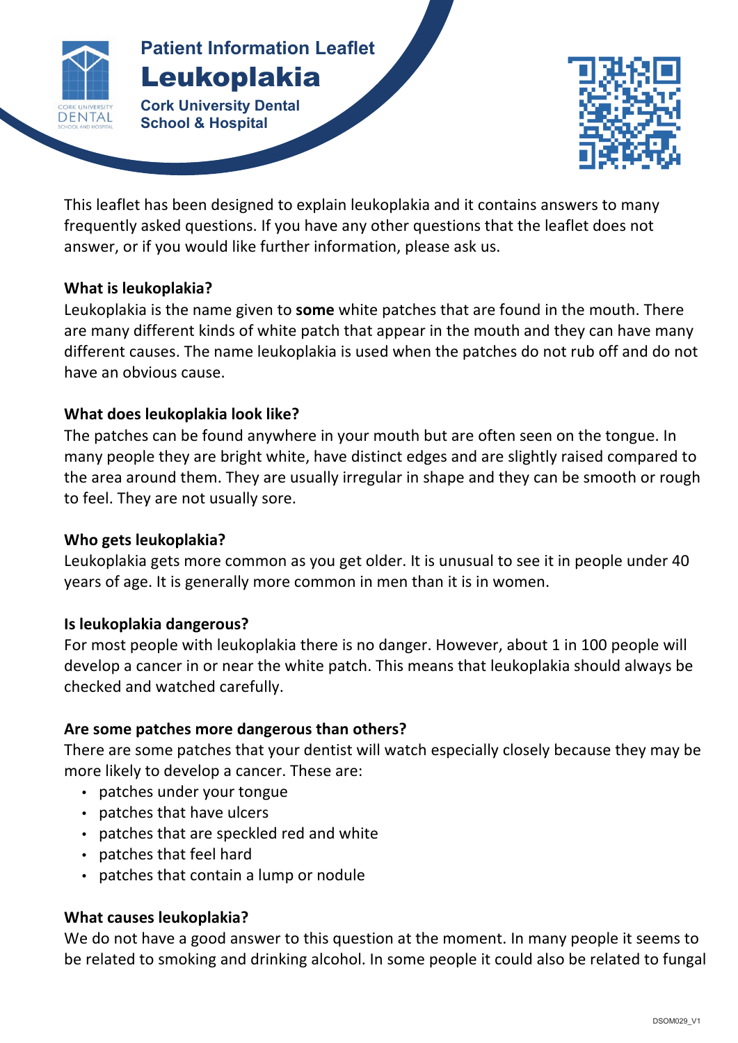Patient Information Leaflet

# Leukoplakia

Cork University Dental School & Hospital

This leaflet has been designed to explain leukoplakia and it contains answers to many frequently asked questions. If you have any other questions that the leaflet does not answer, or if you would like further information, please ask us.

## What is leukoplakia?

Leukoplakia is the name given to **some** white patches that are found in the mouth. There are many different kinds of white patch that appear in the mouth and they can have many different causes. The name leukoplakia is used when the patches do not rub off and do not have an obvious cause.

## What does leukoplakia look like?

The patches can be found anywhere in your mouth but are often seen on the tongue. In many people they are bright white, have distinct edges and are slightly raised compared to the area around them. They are usually irregular in shape and they can be smooth or rough to feel. They are not usually sore.

## Who gets leukoplakia?

Leukoplakia gets more common as you get older. It is unusual to see it in people under 40 years of age. It is generally more common in men than it is in women.

## Is leukoplakia dangerous?

For most people with leukoplakia there is no danger. However, about 1 in 100 people will develop a cancer in or near the white patch. This means that leukoplakia should always be checked and watched carefully.

## Are some patches more dangerous than others?

There are some patches that your dentist will watch especially closely because they may be more likely to develop a cancer. These are:

- patches under your tongue
- patches that have ulcers
- patches that are speckled red and white
- patches that feel hard
- patches that contain a lump or nodule

## What causes leukoplakia?

We do not have a good answer to this question at the moment. In many people it seems to be related to smoking and drinking alcohol. In some people it could also be related to fungal

DSOM029_V1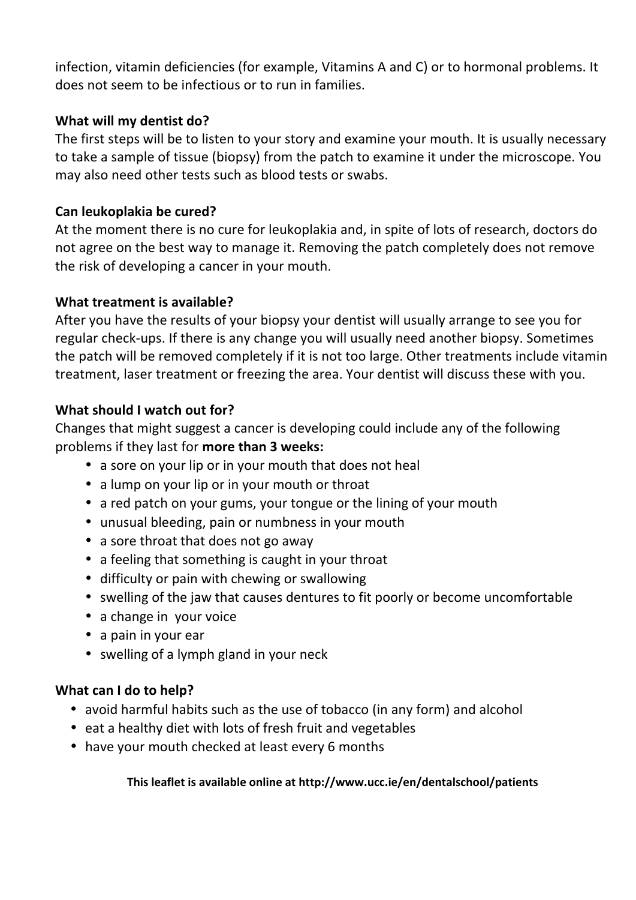infection, vitamin deficiencies (for example, Vitamins A and C) or to hormonal problems. It does not seem to be infectious or to run in families.

**What will my dentist do?**

The first steps will be to listen to your story and examine your mouth. It is usually necessary to take a sample of tissue (biopsy) from the patch to examine it under the microscope. You may also need other tests such as blood tests or swabs.

**Can leukoplakia be cured?**

At the moment there is no cure for leukoplakia and, in spite of lots of research, doctors do not agree on the best way to manage it. Removing the patch completely does not remove the risk of developing a cancer in your mouth.

**What treatment is available?**

After you have the results of your biopsy your dentist will usually arrange to see you for regular check-ups. If there is any change you will usually need another biopsy. Sometimes the patch will be removed completely if it is not too large. Other treatments include vitamin treatment, laser treatment or freezing the area. Your dentist will discuss these with you.

**What should I watch out for?**

Changes that might suggest a cancer is developing could include any of the following problems if they last for **more than 3 weeks:**

- a sore on your lip or in your mouth that does not heal
- a lump on your lip or in your mouth or throat
- a red patch on your gums, your tongue or the lining of your mouth
- unusual bleeding, pain or numbness in your mouth
- a sore throat that does not go away
- a feeling that something is caught in your throat
- difficulty or pain with chewing or swallowing
- swelling of the jaw that causes dentures to fit poorly or become uncomfortable
- a change in your voice
- a pain in your ear
- swelling of a lymph gland in your neck

**What can I do to help?**

- avoid harmful habits such as the use of tobacco (in any form) and alcohol
- eat a healthy diet with lots of fresh fruit and vegetables
- have your mouth checked at least every 6 months

**This leaflet is available online at http://www.ucc.ie/en/dentalschool/patients**